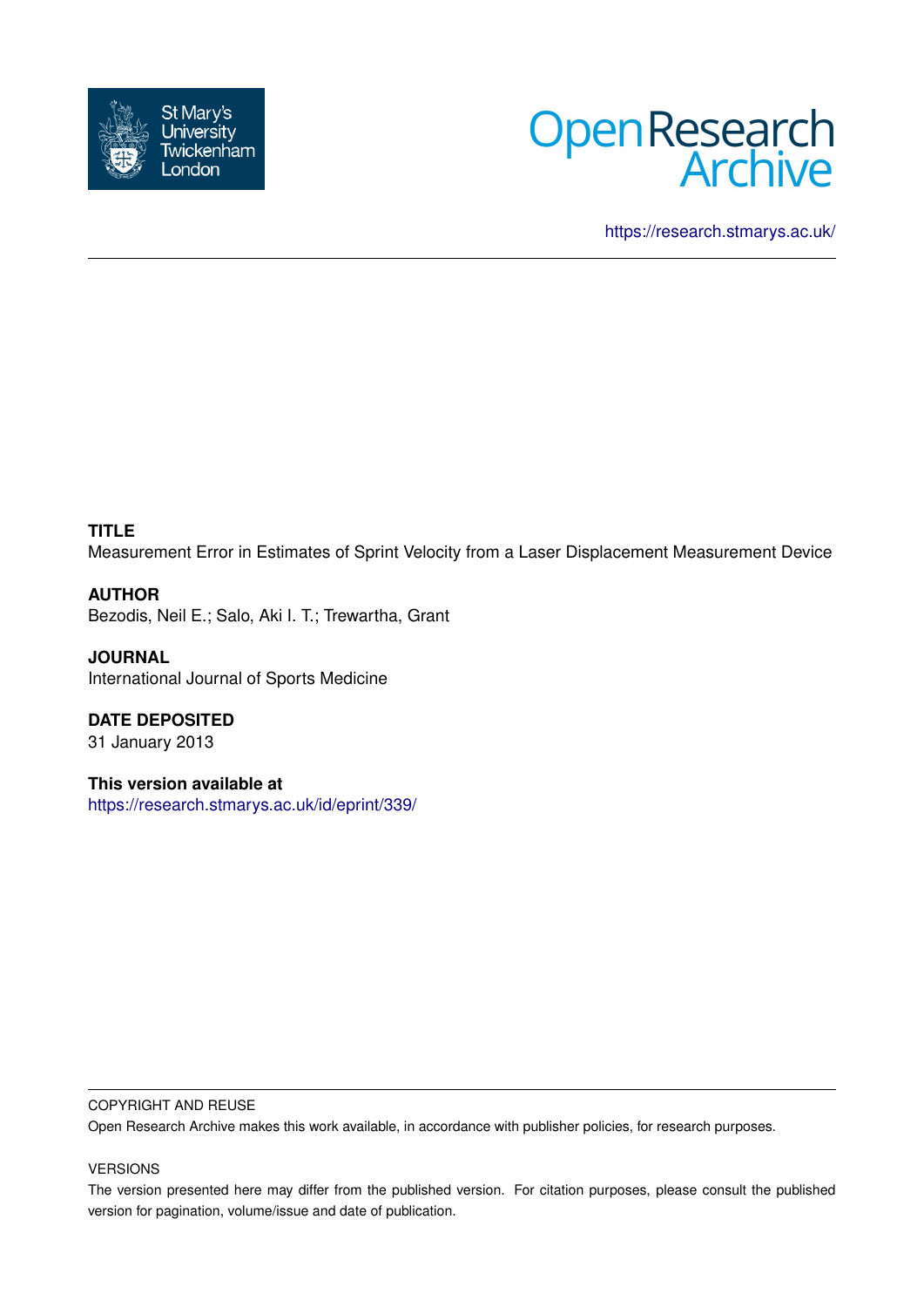St Mary's University Twickenham London

# Open Research Archive

https://research.stmarys.ac.uk/

---

**TITLE**

Measurement Error in Estimates of Sprint Velocity from a Laser Displacement Measurement Device

**AUTHOR**

Bezodis, Neil E.; Salo, Aki I. T.; Trewartha, Grant

**JOURNAL**

International Journal of Sports Medicine

**DATE DEPOSITED**

31 January 2013

**This version available at**

https://research.stmarys.ac.uk/id/eprint/339/

---

COPYRIGHT AND REUSE

Open Research Archive makes this work available, in accordance with publisher policies, for research purposes.

VERSIONS

The version presented here may differ from the published version. For citation purposes, please consult the published version for pagination, volume/issue and date of publication.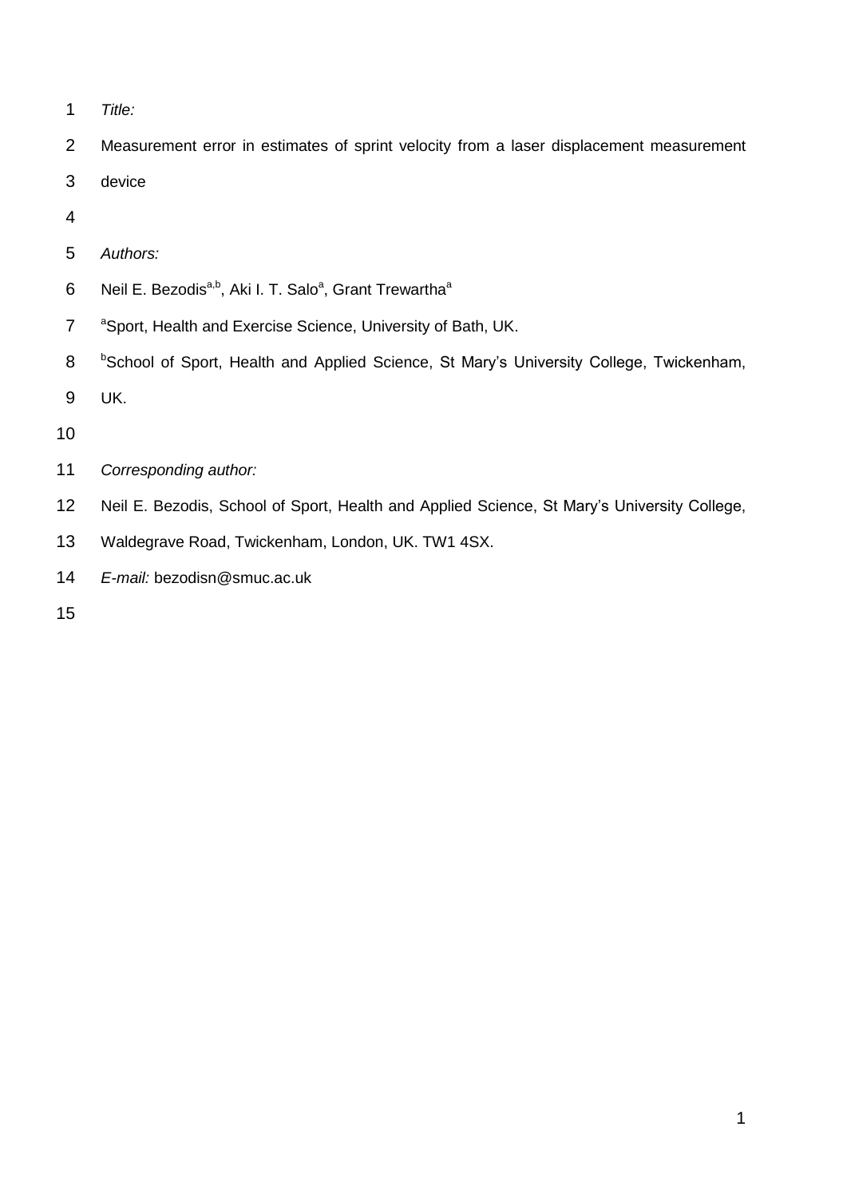*Title:*

Measurement error in estimates of sprint velocity from a laser displacement measurement device

*Authors:*

Neil E. Bezodis[a,b], Aki I. T. Salo[a], Grant Trewartha[a]

[a]Sport, Health and Exercise Science, University of Bath, UK.

[b]School of Sport, Health and Applied Science, St Mary's University College, Twickenham, UK.

*Corresponding author:*

Neil E. Bezodis, School of Sport, Health and Applied Science, St Mary's University College, Waldegrave Road, Twickenham, London, UK. TW1 4SX.

*E-mail:* bezodisn@smuc.ac.uk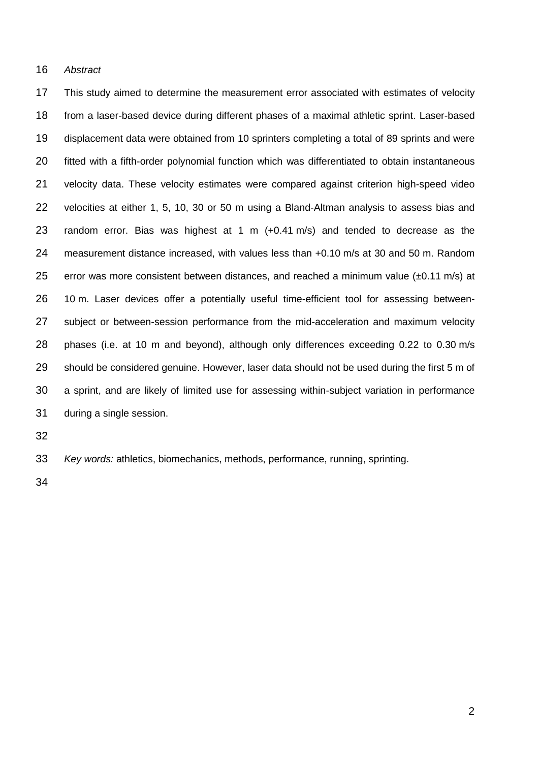*Abstract*

This study aimed to determine the measurement error associated with estimates of velocity from a laser-based device during different phases of a maximal athletic sprint. Laser-based displacement data were obtained from 10 sprinters completing a total of 89 sprints and were fitted with a fifth-order polynomial function which was differentiated to obtain instantaneous velocity data. These velocity estimates were compared against criterion high-speed video velocities at either 1, 5, 10, 30 or 50 m using a Bland-Altman analysis to assess bias and random error. Bias was highest at 1 m (+0.41 m/s) and tended to decrease as the measurement distance increased, with values less than +0.10 m/s at 30 and 50 m. Random error was more consistent between distances, and reached a minimum value (±0.11 m/s) at 10 m. Laser devices offer a potentially useful time-efficient tool for assessing between-subject or between-session performance from the mid-acceleration and maximum velocity phases (i.e. at 10 m and beyond), although only differences exceeding 0.22 to 0.30 m/s should be considered genuine. However, laser data should not be used during the first 5 m of a sprint, and are likely of limited use for assessing within-subject variation in performance during a single session.

*Key words:* athletics, biomechanics, methods, performance, running, sprinting.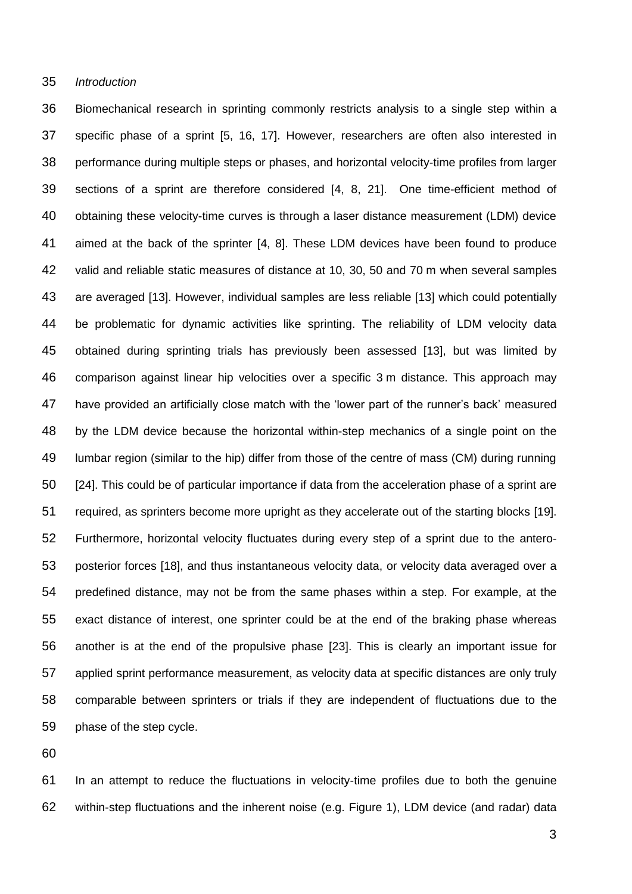*Introduction*

Biomechanical research in sprinting commonly restricts analysis to a single step within a specific phase of a sprint [5, 16, 17]. However, researchers are often also interested in performance during multiple steps or phases, and horizontal velocity-time profiles from larger sections of a sprint are therefore considered [4, 8, 21]. One time-efficient method of obtaining these velocity-time curves is through a laser distance measurement (LDM) device aimed at the back of the sprinter [4, 8]. These LDM devices have been found to produce valid and reliable static measures of distance at 10, 30, 50 and 70 m when several samples are averaged [13]. However, individual samples are less reliable [13] which could potentially be problematic for dynamic activities like sprinting. The reliability of LDM velocity data obtained during sprinting trials has previously been assessed [13], but was limited by comparison against linear hip velocities over a specific 3 m distance. This approach may have provided an artificially close match with the 'lower part of the runner's back' measured by the LDM device because the horizontal within-step mechanics of a single point on the lumbar region (similar to the hip) differ from those of the centre of mass (CM) during running [24]. This could be of particular importance if data from the acceleration phase of a sprint are required, as sprinters become more upright as they accelerate out of the starting blocks [19]. Furthermore, horizontal velocity fluctuates during every step of a sprint due to the antero-posterior forces [18], and thus instantaneous velocity data, or velocity data averaged over a predefined distance, may not be from the same phases within a step. For example, at the exact distance of interest, one sprinter could be at the end of the braking phase whereas another is at the end of the propulsive phase [23]. This is clearly an important issue for applied sprint performance measurement, as velocity data at specific distances are only truly comparable between sprinters or trials if they are independent of fluctuations due to the phase of the step cycle.

In an attempt to reduce the fluctuations in velocity-time profiles due to both the genuine within-step fluctuations and the inherent noise (e.g. Figure 1), LDM device (and radar) data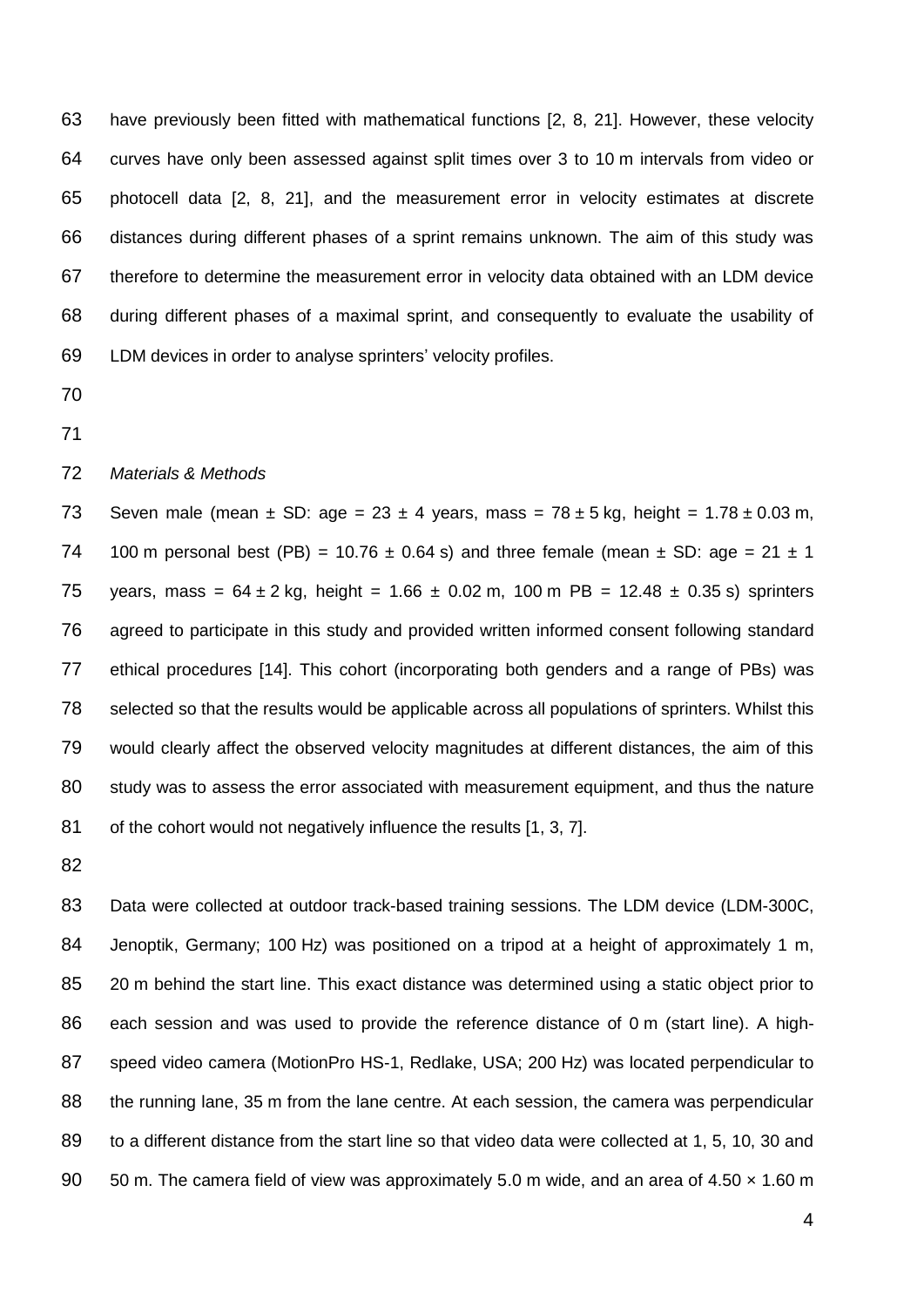have previously been fitted with mathematical functions [2, 8, 21]. However, these velocity curves have only been assessed against split times over 3 to 10 m intervals from video or photocell data [2, 8, 21], and the measurement error in velocity estimates at discrete distances during different phases of a sprint remains unknown. The aim of this study was therefore to determine the measurement error in velocity data obtained with an LDM device during different phases of a maximal sprint, and consequently to evaluate the usability of LDM devices in order to analyse sprinters' velocity profiles.

*Materials & Methods*

Seven male (mean ± SD: age = 23 ± 4 years, mass = 78 ± 5 kg, height = 1.78 ± 0.03 m, 100 m personal best (PB) = 10.76 ± 0.64 s) and three female (mean ± SD: age = 21 ± 1 years, mass = 64 ± 2 kg, height = 1.66 ± 0.02 m, 100 m PB = 12.48 ± 0.35 s) sprinters agreed to participate in this study and provided written informed consent following standard ethical procedures [14]. This cohort (incorporating both genders and a range of PBs) was selected so that the results would be applicable across all populations of sprinters. Whilst this would clearly affect the observed velocity magnitudes at different distances, the aim of this study was to assess the error associated with measurement equipment, and thus the nature of the cohort would not negatively influence the results [1, 3, 7].

Data were collected at outdoor track-based training sessions. The LDM device (LDM-300C, Jenoptik, Germany; 100 Hz) was positioned on a tripod at a height of approximately 1 m, 20 m behind the start line. This exact distance was determined using a static object prior to each session and was used to provide the reference distance of 0 m (start line). A high-speed video camera (MotionPro HS-1, Redlake, USA; 200 Hz) was located perpendicular to the running lane, 35 m from the lane centre. At each session, the camera was perpendicular to a different distance from the start line so that video data were collected at 1, 5, 10, 30 and 50 m. The camera field of view was approximately 5.0 m wide, and an area of 4.50 × 1.60 m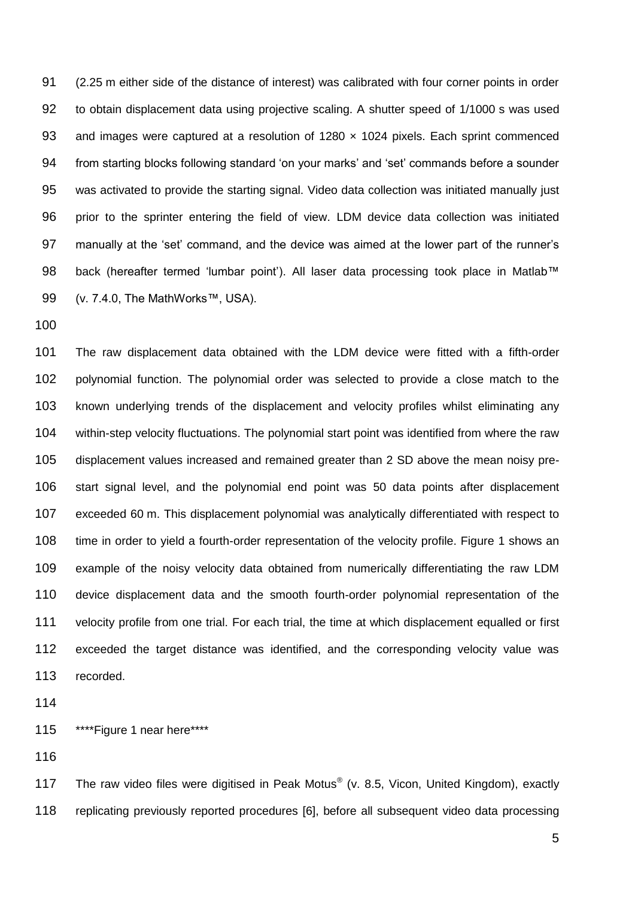(2.25 m either side of the distance of interest) was calibrated with four corner points in order to obtain displacement data using projective scaling. A shutter speed of 1/1000 s was used and images were captured at a resolution of 1280 × 1024 pixels. Each sprint commenced from starting blocks following standard 'on your marks' and 'set' commands before a sounder was activated to provide the starting signal. Video data collection was initiated manually just prior to the sprinter entering the field of view. LDM device data collection was initiated manually at the 'set' command, and the device was aimed at the lower part of the runner's back (hereafter termed 'lumbar point'). All laser data processing took place in Matlab™ (v. 7.4.0, The MathWorks™, USA).

The raw displacement data obtained with the LDM device were fitted with a fifth-order polynomial function. The polynomial order was selected to provide a close match to the known underlying trends of the displacement and velocity profiles whilst eliminating any within-step velocity fluctuations. The polynomial start point was identified from where the raw displacement values increased and remained greater than 2 SD above the mean noisy pre-start signal level, and the polynomial end point was 50 data points after displacement exceeded 60 m. This displacement polynomial was analytically differentiated with respect to time in order to yield a fourth-order representation of the velocity profile. Figure 1 shows an example of the noisy velocity data obtained from numerically differentiating the raw LDM device displacement data and the smooth fourth-order polynomial representation of the velocity profile from one trial. For each trial, the time at which displacement equalled or first exceeded the target distance was identified, and the corresponding velocity value was recorded.

****Figure 1 near here****

The raw video files were digitised in Peak Motus® (v. 8.5, Vicon, United Kingdom), exactly replicating previously reported procedures [6], before all subsequent video data processing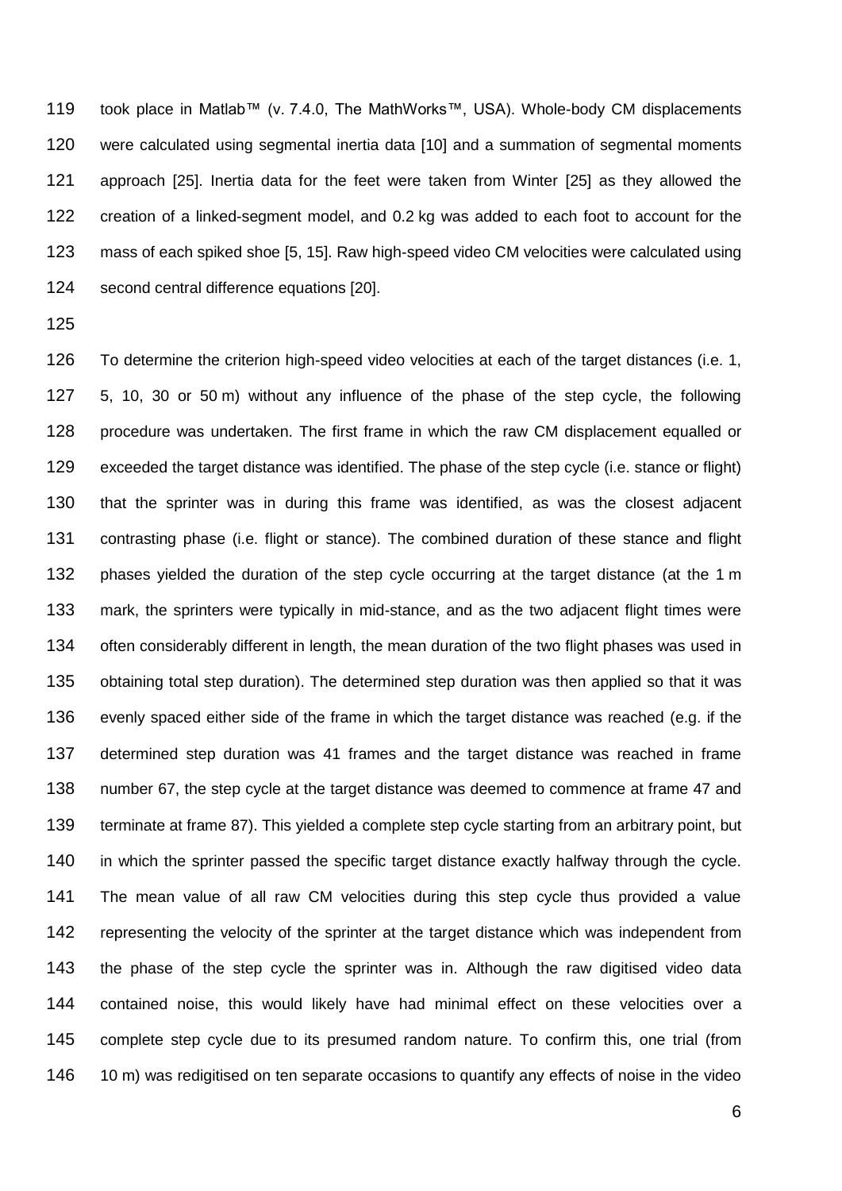took place in Matlab™ (v. 7.4.0, The MathWorks™, USA). Whole-body CM displacements were calculated using segmental inertia data [10] and a summation of segmental moments approach [25]. Inertia data for the feet were taken from Winter [25] as they allowed the creation of a linked-segment model, and 0.2 kg was added to each foot to account for the mass of each spiked shoe [5, 15]. Raw high-speed video CM velocities were calculated using second central difference equations [20].

To determine the criterion high-speed video velocities at each of the target distances (i.e. 1, 5, 10, 30 or 50 m) without any influence of the phase of the step cycle, the following procedure was undertaken. The first frame in which the raw CM displacement equalled or exceeded the target distance was identified. The phase of the step cycle (i.e. stance or flight) that the sprinter was in during this frame was identified, as was the closest adjacent contrasting phase (i.e. flight or stance). The combined duration of these stance and flight phases yielded the duration of the step cycle occurring at the target distance (at the 1 m mark, the sprinters were typically in mid-stance, and as the two adjacent flight times were often considerably different in length, the mean duration of the two flight phases was used in obtaining total step duration). The determined step duration was then applied so that it was evenly spaced either side of the frame in which the target distance was reached (e.g. if the determined step duration was 41 frames and the target distance was reached in frame number 67, the step cycle at the target distance was deemed to commence at frame 47 and terminate at frame 87). This yielded a complete step cycle starting from an arbitrary point, but in which the sprinter passed the specific target distance exactly halfway through the cycle. The mean value of all raw CM velocities during this step cycle thus provided a value representing the velocity of the sprinter at the target distance which was independent from the phase of the step cycle the sprinter was in. Although the raw digitised video data contained noise, this would likely have had minimal effect on these velocities over a complete step cycle due to its presumed random nature. To confirm this, one trial (from 10 m) was redigitised on ten separate occasions to quantify any effects of noise in the video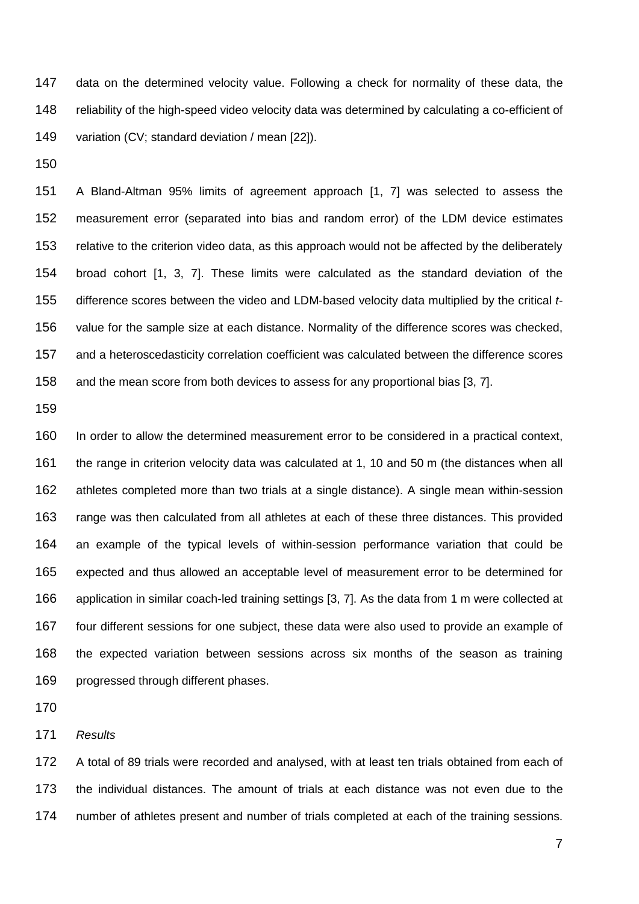data on the determined velocity value. Following a check for normality of these data, the reliability of the high-speed video velocity data was determined by calculating a co-efficient of variation (CV; standard deviation / mean [22]).

A Bland-Altman 95% limits of agreement approach [1, 7] was selected to assess the measurement error (separated into bias and random error) of the LDM device estimates relative to the criterion video data, as this approach would not be affected by the deliberately broad cohort [1, 3, 7]. These limits were calculated as the standard deviation of the difference scores between the video and LDM-based velocity data multiplied by the critical *t*-value for the sample size at each distance. Normality of the difference scores was checked, and a heteroscedasticity correlation coefficient was calculated between the difference scores and the mean score from both devices to assess for any proportional bias [3, 7].

In order to allow the determined measurement error to be considered in a practical context, the range in criterion velocity data was calculated at 1, 10 and 50 m (the distances when all athletes completed more than two trials at a single distance). A single mean within-session range was then calculated from all athletes at each of these three distances. This provided an example of the typical levels of within-session performance variation that could be expected and thus allowed an acceptable level of measurement error to be determined for application in similar coach-led training settings [3, 7]. As the data from 1 m were collected at four different sessions for one subject, these data were also used to provide an example of the expected variation between sessions across six months of the season as training progressed through different phases.

*Results*

A total of 89 trials were recorded and analysed, with at least ten trials obtained from each of the individual distances. The amount of trials at each distance was not even due to the number of athletes present and number of trials completed at each of the training sessions.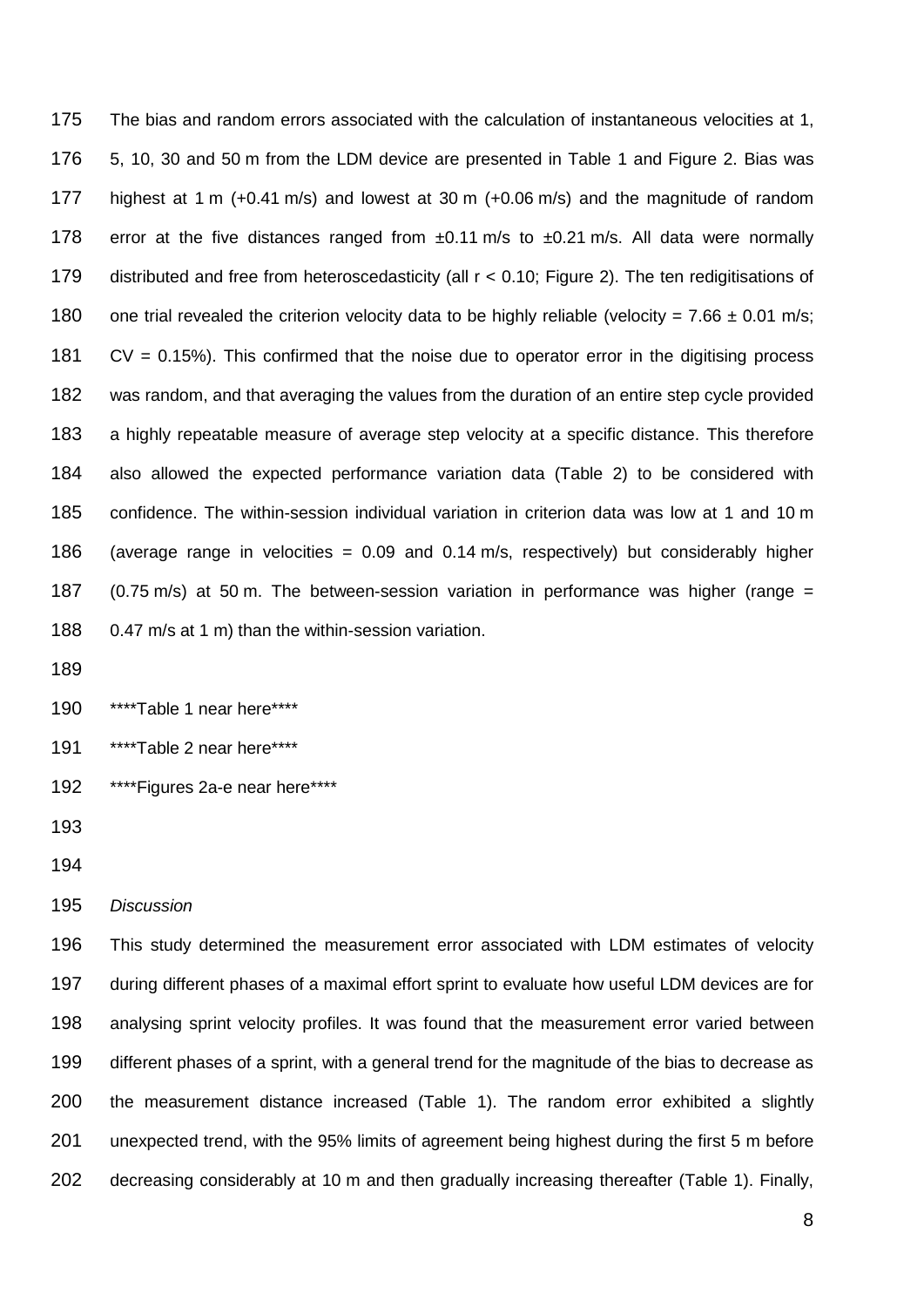The bias and random errors associated with the calculation of instantaneous velocities at 1, 5, 10, 30 and 50 m from the LDM device are presented in Table 1 and Figure 2. Bias was highest at 1 m (+0.41 m/s) and lowest at 30 m (+0.06 m/s) and the magnitude of random error at the five distances ranged from ±0.11 m/s to ±0.21 m/s. All data were normally distributed and free from heteroscedasticity (all $r < 0.10$; Figure 2). The ten redigitisations of one trial revealed the criterion velocity data to be highly reliable (velocity = 7.66 ± 0.01 m/s; CV = 0.15%). This confirmed that the noise due to operator error in the digitising process was random, and that averaging the values from the duration of an entire step cycle provided a highly repeatable measure of average step velocity at a specific distance. This therefore also allowed the expected performance variation data (Table 2) to be considered with confidence. The within-session individual variation in criterion data was low at 1 and 10 m (average range in velocities = 0.09 and 0.14 m/s, respectively) but considerably higher (0.75 m/s) at 50 m. The between-session variation in performance was higher (range = 0.47 m/s at 1 m) than the within-session variation.

****Table 1 near here****

****Table 2 near here****

****Figures 2a-e near here****

*Discussion*

This study determined the measurement error associated with LDM estimates of velocity during different phases of a maximal effort sprint to evaluate how useful LDM devices are for analysing sprint velocity profiles. It was found that the measurement error varied between different phases of a sprint, with a general trend for the magnitude of the bias to decrease as the measurement distance increased (Table 1). The random error exhibited a slightly unexpected trend, with the 95% limits of agreement being highest during the first 5 m before decreasing considerably at 10 m and then gradually increasing thereafter (Table 1). Finally,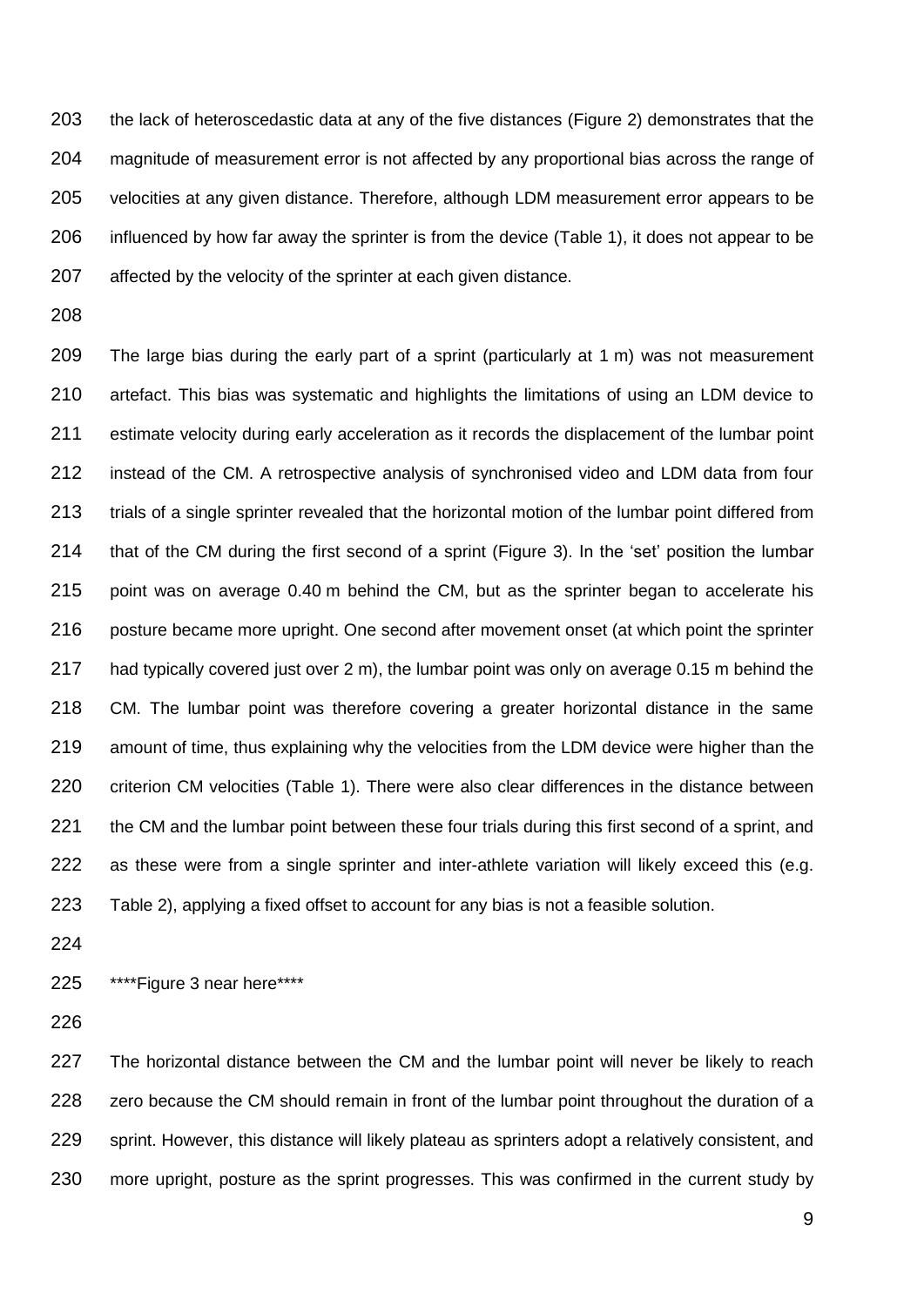the lack of heteroscedastic data at any of the five distances (Figure 2) demonstrates that the magnitude of measurement error is not affected by any proportional bias across the range of velocities at any given distance. Therefore, although LDM measurement error appears to be influenced by how far away the sprinter is from the device (Table 1), it does not appear to be affected by the velocity of the sprinter at each given distance.

The large bias during the early part of a sprint (particularly at 1 m) was not measurement artefact. This bias was systematic and highlights the limitations of using an LDM device to estimate velocity during early acceleration as it records the displacement of the lumbar point instead of the CM. A retrospective analysis of synchronised video and LDM data from four trials of a single sprinter revealed that the horizontal motion of the lumbar point differed from that of the CM during the first second of a sprint (Figure 3). In the 'set' position the lumbar point was on average 0.40 m behind the CM, but as the sprinter began to accelerate his posture became more upright. One second after movement onset (at which point the sprinter had typically covered just over 2 m), the lumbar point was only on average 0.15 m behind the CM. The lumbar point was therefore covering a greater horizontal distance in the same amount of time, thus explaining why the velocities from the LDM device were higher than the criterion CM velocities (Table 1). There were also clear differences in the distance between the CM and the lumbar point between these four trials during this first second of a sprint, and as these were from a single sprinter and inter-athlete variation will likely exceed this (e.g. Table 2), applying a fixed offset to account for any bias is not a feasible solution.

****Figure 3 near here****

The horizontal distance between the CM and the lumbar point will never be likely to reach zero because the CM should remain in front of the lumbar point throughout the duration of a sprint. However, this distance will likely plateau as sprinters adopt a relatively consistent, and more upright, posture as the sprint progresses. This was confirmed in the current study by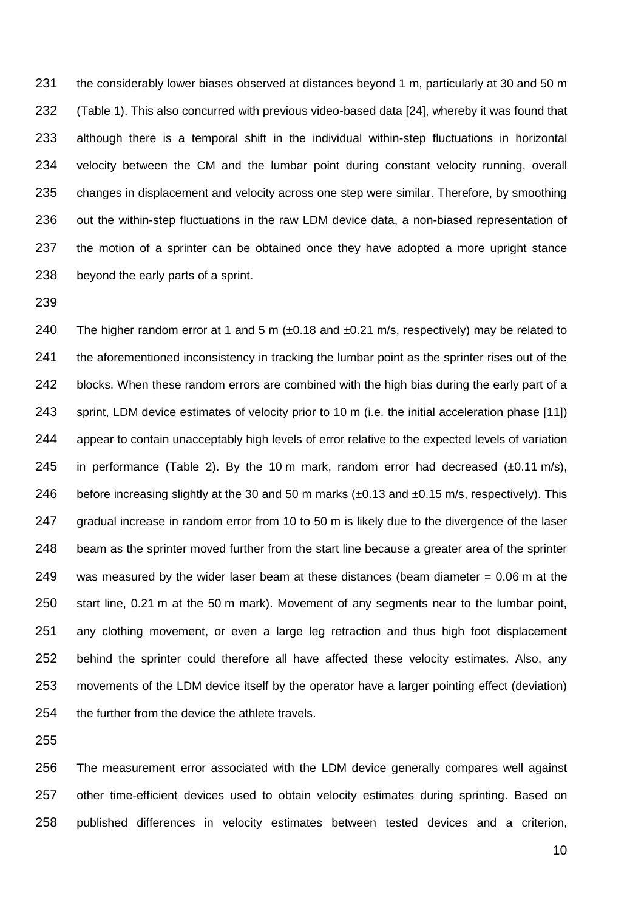the considerably lower biases observed at distances beyond 1 m, particularly at 30 and 50 m (Table 1). This also concurred with previous video-based data [24], whereby it was found that although there is a temporal shift in the individual within-step fluctuations in horizontal velocity between the CM and the lumbar point during constant velocity running, overall changes in displacement and velocity across one step were similar. Therefore, by smoothing out the within-step fluctuations in the raw LDM device data, a non-biased representation of the motion of a sprinter can be obtained once they have adopted a more upright stance beyond the early parts of a sprint.

The higher random error at 1 and 5 m (±0.18 and ±0.21 m/s, respectively) may be related to the aforementioned inconsistency in tracking the lumbar point as the sprinter rises out of the blocks. When these random errors are combined with the high bias during the early part of a sprint, LDM device estimates of velocity prior to 10 m (i.e. the initial acceleration phase [11]) appear to contain unacceptably high levels of error relative to the expected levels of variation in performance (Table 2). By the 10 m mark, random error had decreased (±0.11 m/s), before increasing slightly at the 30 and 50 m marks (±0.13 and ±0.15 m/s, respectively). This gradual increase in random error from 10 to 50 m is likely due to the divergence of the laser beam as the sprinter moved further from the start line because a greater area of the sprinter was measured by the wider laser beam at these distances (beam diameter = 0.06 m at the start line, 0.21 m at the 50 m mark). Movement of any segments near to the lumbar point, any clothing movement, or even a large leg retraction and thus high foot displacement behind the sprinter could therefore all have affected these velocity estimates. Also, any movements of the LDM device itself by the operator have a larger pointing effect (deviation) the further from the device the athlete travels.

The measurement error associated with the LDM device generally compares well against other time-efficient devices used to obtain velocity estimates during sprinting. Based on published differences in velocity estimates between tested devices and a criterion,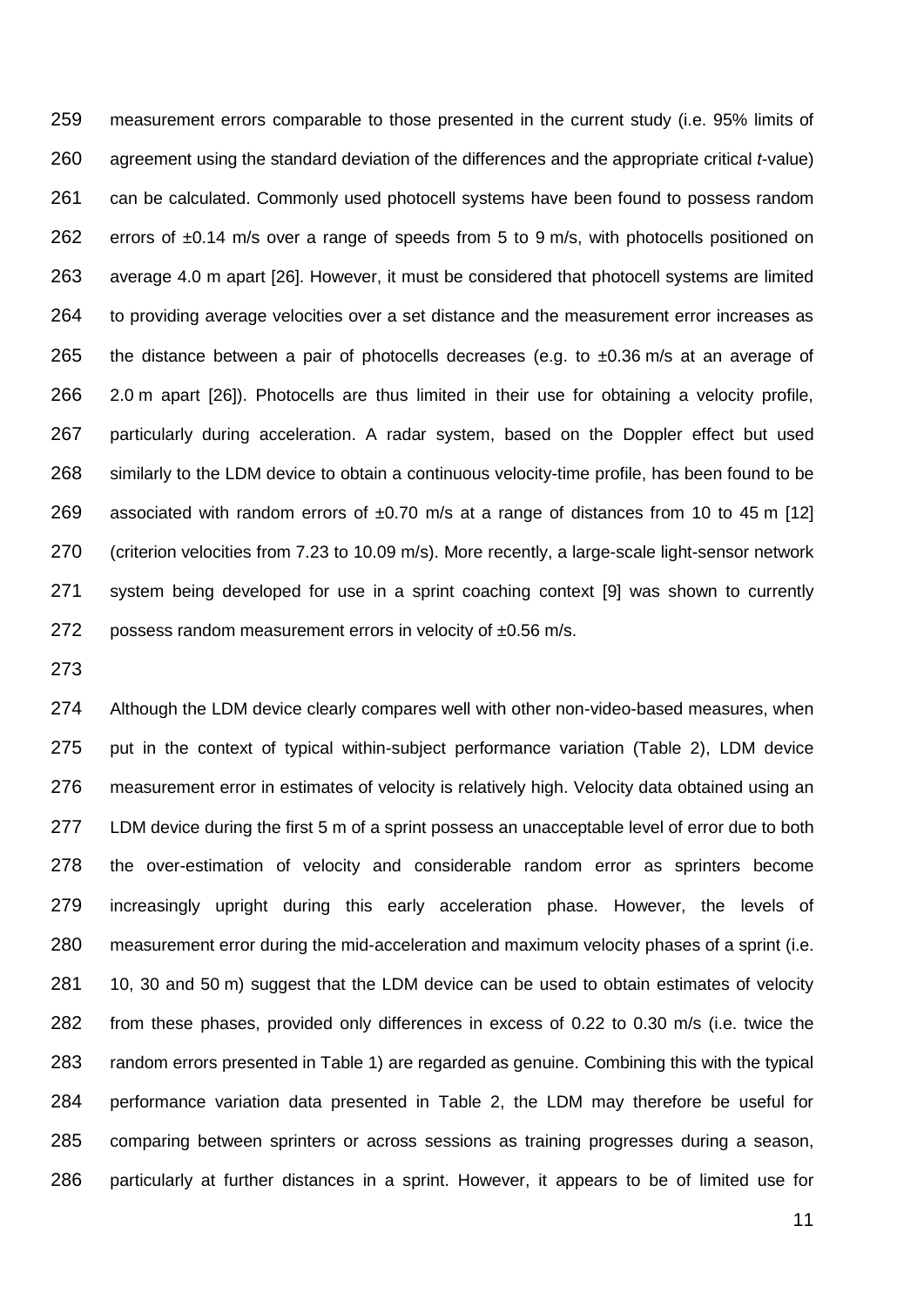measurement errors comparable to those presented in the current study (i.e. 95% limits of agreement using the standard deviation of the differences and the appropriate critical *t*-value) can be calculated. Commonly used photocell systems have been found to possess random errors of ±0.14 m/s over a range of speeds from 5 to 9 m/s, with photocells positioned on average 4.0 m apart [26]. However, it must be considered that photocell systems are limited to providing average velocities over a set distance and the measurement error increases as the distance between a pair of photocells decreases (e.g. to ±0.36 m/s at an average of 2.0 m apart [26]). Photocells are thus limited in their use for obtaining a velocity profile, particularly during acceleration. A radar system, based on the Doppler effect but used similarly to the LDM device to obtain a continuous velocity-time profile, has been found to be associated with random errors of ±0.70 m/s at a range of distances from 10 to 45 m [12] (criterion velocities from 7.23 to 10.09 m/s). More recently, a large-scale light-sensor network system being developed for use in a sprint coaching context [9] was shown to currently possess random measurement errors in velocity of ±0.56 m/s.

Although the LDM device clearly compares well with other non-video-based measures, when put in the context of typical within-subject performance variation (Table 2), LDM device measurement error in estimates of velocity is relatively high. Velocity data obtained using an LDM device during the first 5 m of a sprint possess an unacceptable level of error due to both the over-estimation of velocity and considerable random error as sprinters become increasingly upright during this early acceleration phase. However, the levels of measurement error during the mid-acceleration and maximum velocity phases of a sprint (i.e. 10, 30 and 50 m) suggest that the LDM device can be used to obtain estimates of velocity from these phases, provided only differences in excess of 0.22 to 0.30 m/s (i.e. twice the random errors presented in Table 1) are regarded as genuine. Combining this with the typical performance variation data presented in Table 2, the LDM may therefore be useful for comparing between sprinters or across sessions as training progresses during a season, particularly at further distances in a sprint. However, it appears to be of limited use for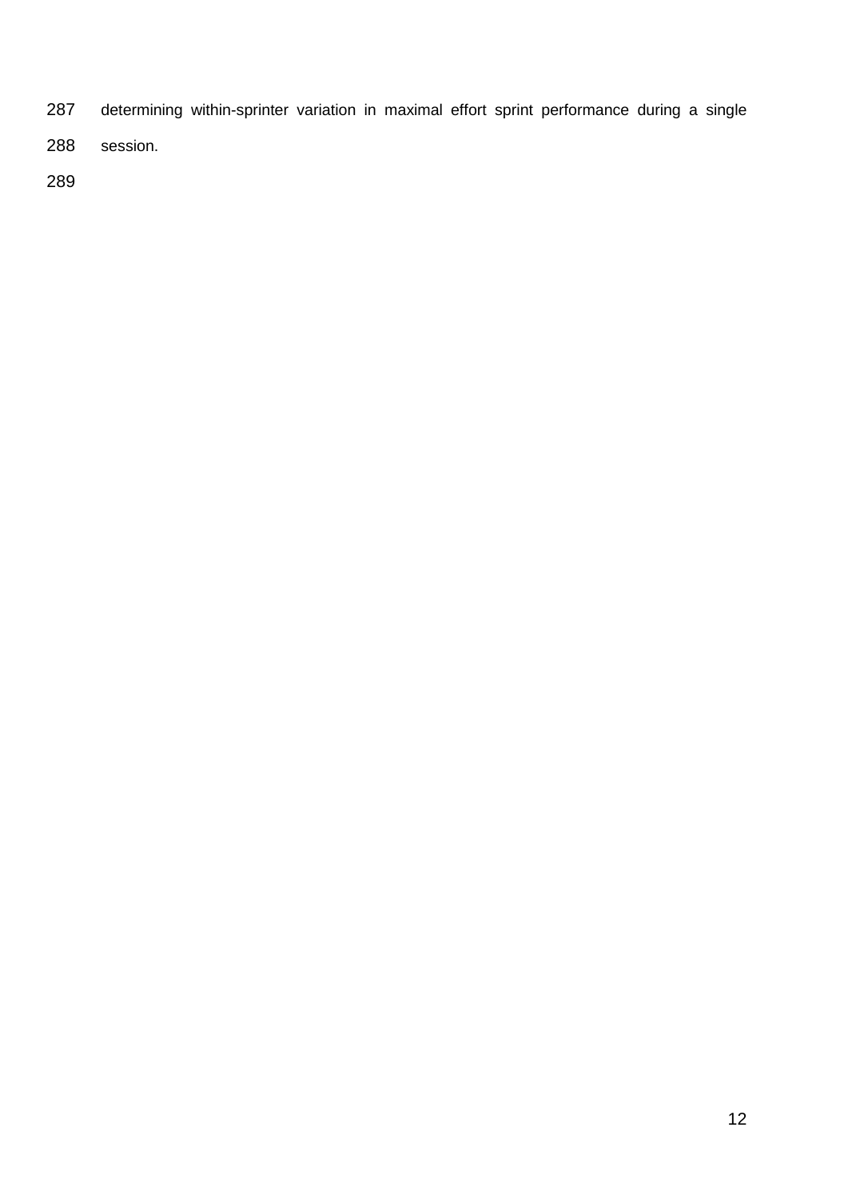determining within-sprinter variation in maximal effort sprint performance during a single session.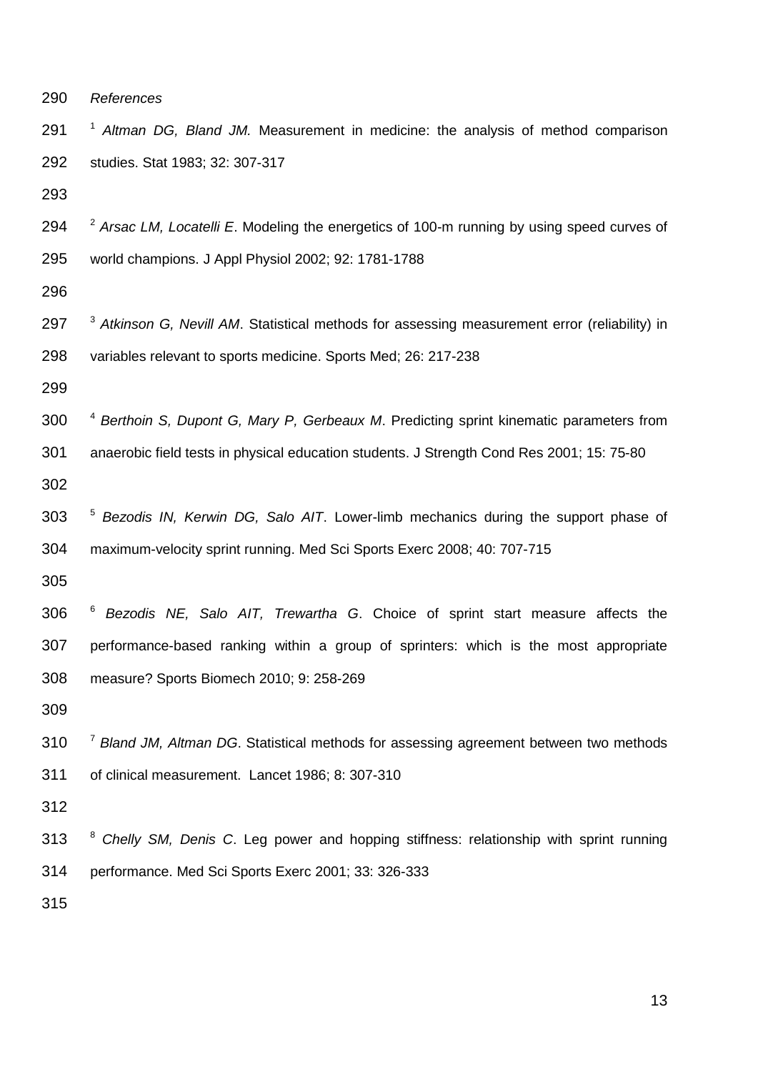*References*

[1] *Altman DG, Bland JM.* Measurement in medicine: the analysis of method comparison studies. Stat 1983; 32: 307-317

[2] *Arsac LM, Locatelli E*. Modeling the energetics of 100-m running by using speed curves of world champions. J Appl Physiol 2002; 92: 1781-1788

[3] *Atkinson G, Nevill AM*. Statistical methods for assessing measurement error (reliability) in variables relevant to sports medicine. Sports Med; 26: 217-238

[4] *Berthoin S, Dupont G, Mary P, Gerbeaux M*. Predicting sprint kinematic parameters from anaerobic field tests in physical education students. J Strength Cond Res 2001; 15: 75-80

[5] *Bezodis IN, Kerwin DG, Salo AIT*. Lower-limb mechanics during the support phase of maximum-velocity sprint running. Med Sci Sports Exerc 2008; 40: 707-715

[6] *Bezodis NE, Salo AIT, Trewartha G*. Choice of sprint start measure affects the performance-based ranking within a group of sprinters: which is the most appropriate measure? Sports Biomech 2010; 9: 258-269

[7] *Bland JM, Altman DG*. Statistical methods for assessing agreement between two methods of clinical measurement. Lancet 1986; 8: 307-310

[8] *Chelly SM, Denis C*. Leg power and hopping stiffness: relationship with sprint running performance. Med Sci Sports Exerc 2001; 33: 326-333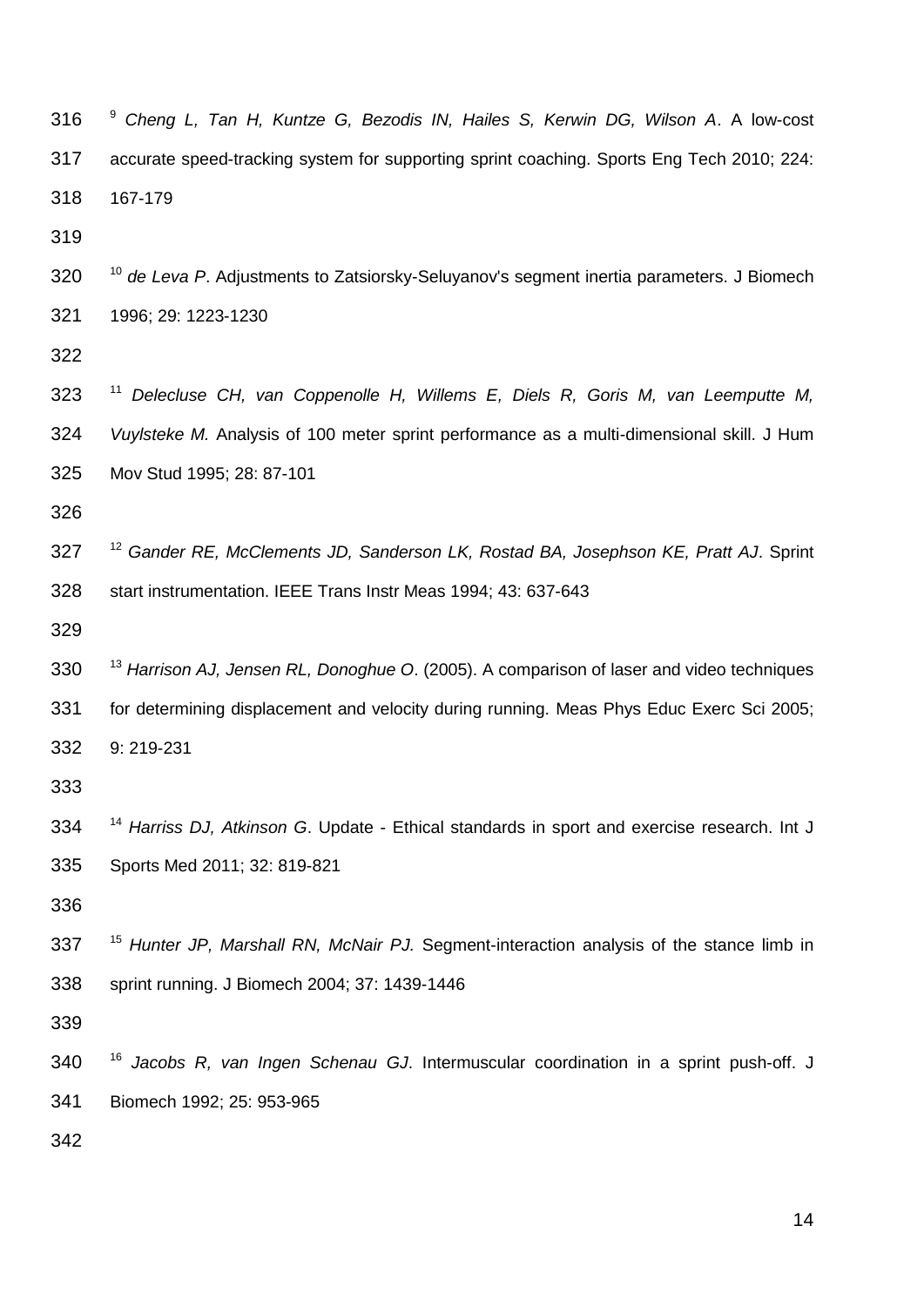[9] *Cheng L, Tan H, Kuntze G, Bezodis IN, Hailes S, Kerwin DG, Wilson A*. A low-cost accurate speed-tracking system for supporting sprint coaching. Sports Eng Tech 2010; 224: 167-179

[10] *de Leva P*. Adjustments to Zatsiorsky-Seluyanov's segment inertia parameters. J Biomech 1996; 29: 1223-1230

[11] *Delecluse CH, van Coppenolle H, Willems E, Diels R, Goris M, van Leemputte M, Vuylsteke M.* Analysis of 100 meter sprint performance as a multi-dimensional skill. J Hum Mov Stud 1995; 28: 87-101

[12] *Gander RE, McClements JD, Sanderson LK, Rostad BA, Josephson KE, Pratt AJ*. Sprint start instrumentation. IEEE Trans Instr Meas 1994; 43: 637-643

[13] *Harrison AJ, Jensen RL, Donoghue O*. (2005). A comparison of laser and video techniques for determining displacement and velocity during running. Meas Phys Educ Exerc Sci 2005; 9: 219-231

[14] *Harriss DJ, Atkinson G*. Update - Ethical standards in sport and exercise research. Int J Sports Med 2011; 32: 819-821

[15] *Hunter JP, Marshall RN, McNair PJ.* Segment-interaction analysis of the stance limb in sprint running. J Biomech 2004; 37: 1439-1446

[16] *Jacobs R, van Ingen Schenau GJ*. Intermuscular coordination in a sprint push-off. J Biomech 1992; 25: 953-965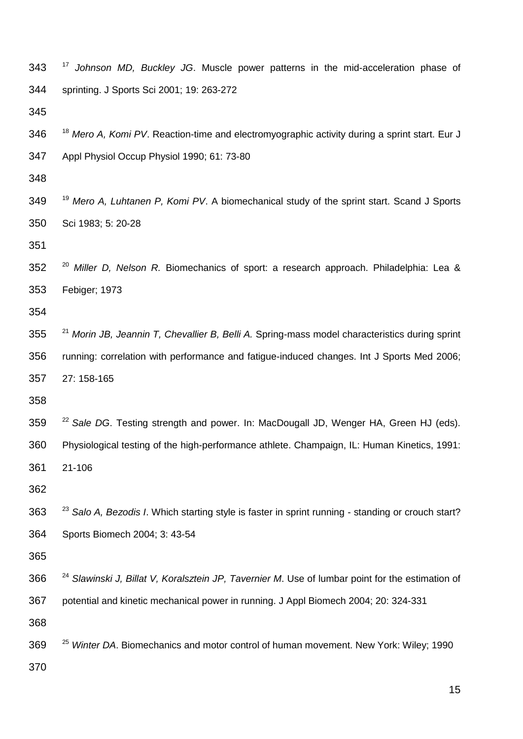[17] *Johnson MD, Buckley JG*. Muscle power patterns in the mid-acceleration phase of sprinting. J Sports Sci 2001; 19: 263-272

[18] *Mero A, Komi PV*. Reaction-time and electromyographic activity during a sprint start. Eur J Appl Physiol Occup Physiol 1990; 61: 73-80

[19] *Mero A, Luhtanen P, Komi PV*. A biomechanical study of the sprint start. Scand J Sports Sci 1983; 5: 20-28

[20] *Miller D, Nelson R.* Biomechanics of sport: a research approach. Philadelphia: Lea & Febiger; 1973

[21] *Morin JB, Jeannin T, Chevallier B, Belli A.* Spring-mass model characteristics during sprint running: correlation with performance and fatigue-induced changes. Int J Sports Med 2006; 27: 158-165

[22] *Sale DG*. Testing strength and power. In: MacDougall JD, Wenger HA, Green HJ (eds). Physiological testing of the high-performance athlete. Champaign, IL: Human Kinetics, 1991: 21-106

[23] *Salo A, Bezodis I*. Which starting style is faster in sprint running - standing or crouch start? Sports Biomech 2004; 3: 43-54

[24] *Slawinski J, Billat V, Koralsztein JP, Tavernier M*. Use of lumbar point for the estimation of potential and kinetic mechanical power in running. J Appl Biomech 2004; 20: 324-331

[25] *Winter DA*. Biomechanics and motor control of human movement. New York: Wiley; 1990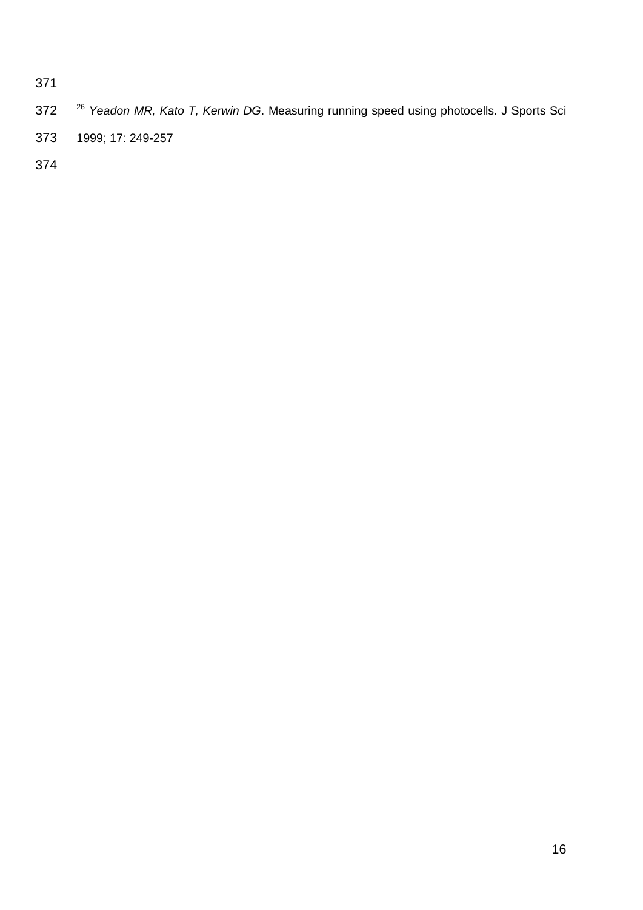[26] *Yeadon MR, Kato T, Kerwin DG*. Measuring running speed using photocells. J Sports Sci 1999; 17: 249-257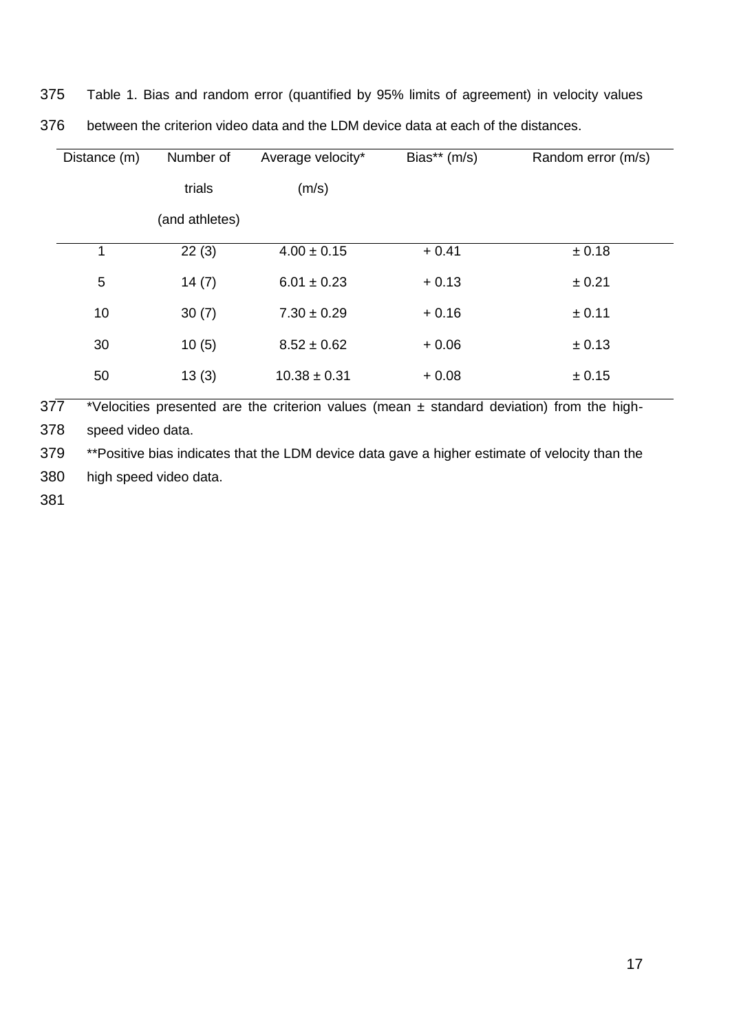Table 1. Bias and random error (quantified by 95% limits of agreement) in velocity values between the criterion video data and the LDM device data at each of the distances.

| Distance (m) | Number of trials (and athletes) | Average velocity* (m/s) | Bias** (m/s) | Random error (m/s) |
|---|---|---|---|---|
| 1 | 22 (3) | 4.00 ± 0.15 | + 0.41 | ± 0.18 |
| 5 | 14 (7) | 6.01 ± 0.23 | + 0.13 | ± 0.21 |
| 10 | 30 (7) | 7.30 ± 0.29 | + 0.16 | ± 0.11 |
| 30 | 10 (5) | 8.52 ± 0.62 | + 0.06 | ± 0.13 |
| 50 | 13 (3) | 10.38 ± 0.31 | + 0.08 | ± 0.15 |

*Velocities presented are the criterion values (mean ± standard deviation) from the high-speed video data.

**Positive bias indicates that the LDM device data gave a higher estimate of velocity than the high speed video data.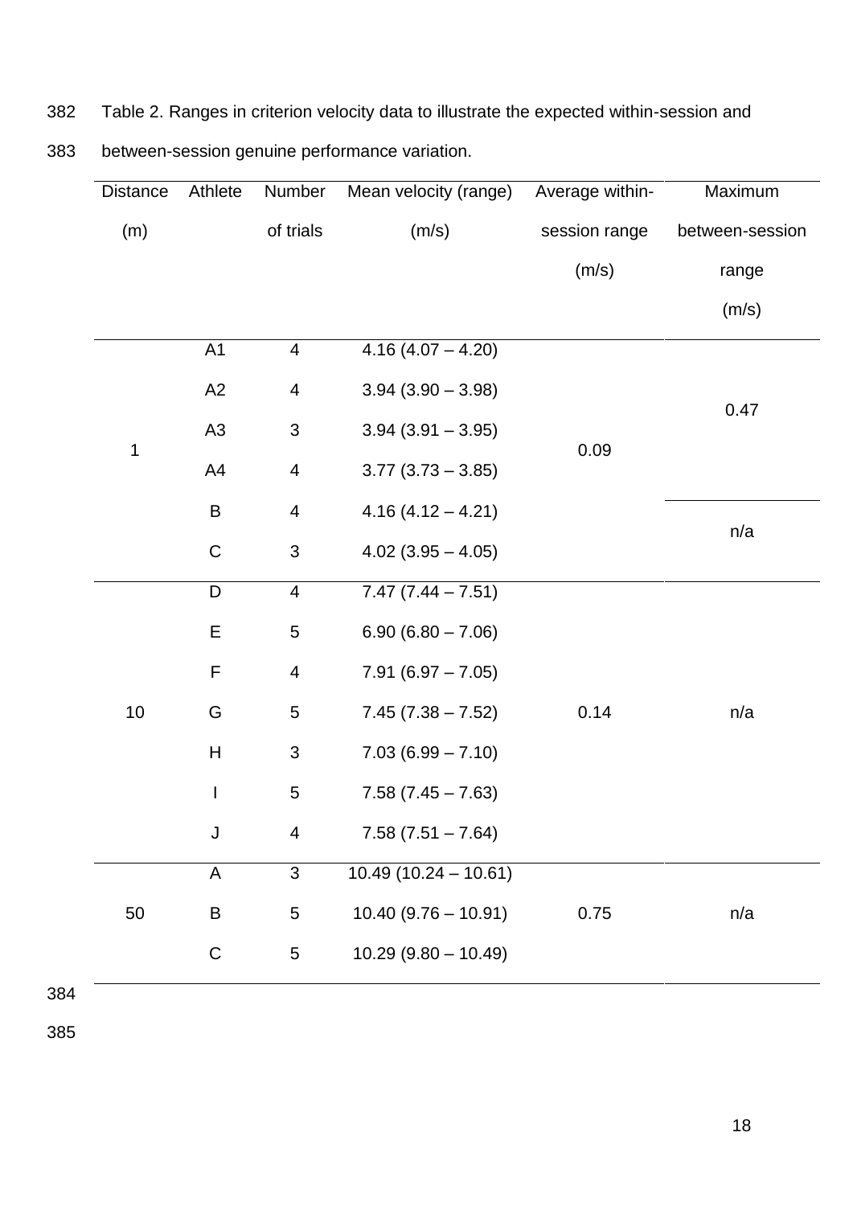Table 2. Ranges in criterion velocity data to illustrate the expected within-session and between-session genuine performance variation.

| Distance (m) | Athlete | Number of trials | Mean velocity (range) (m/s) | Average within-session range (m/s) | Maximum between-session range (m/s) |
|---|---|---|---|---|---|
| 1 | A1 | 4 | 4.16 (4.07 – 4.20) | 0.09 | 0.47 |
| | A2 | 4 | 3.94 (3.90 – 3.98) | | |
| | A3 | 3 | 3.94 (3.91 – 3.95) | | |
| | A4 | 4 | 3.77 (3.73 – 3.85) | | |
| | B | 4 | 4.16 (4.12 – 4.21) | | n/a |
| | C | 3 | 4.02 (3.95 – 4.05) | | |
| 10 | D | 4 | 7.47 (7.44 – 7.51) | 0.14 | n/a |
| | E | 5 | 6.90 (6.80 – 7.06) | | |
| | F | 4 | 7.91 (6.97 – 7.05) | | |
| | G | 5 | 7.45 (7.38 – 7.52) | | |
| | H | 3 | 7.03 (6.99 – 7.10) | | |
| | I | 5 | 7.58 (7.45 – 7.63) | | |
| | J | 4 | 7.58 (7.51 – 7.64) | | |
| 50 | A | 3 | 10.49 (10.24 – 10.61) | 0.75 | n/a |
| | B | 5 | 10.40 (9.76 – 10.91) | | |
| | C | 5 | 10.29 (9.80 – 10.49) | | |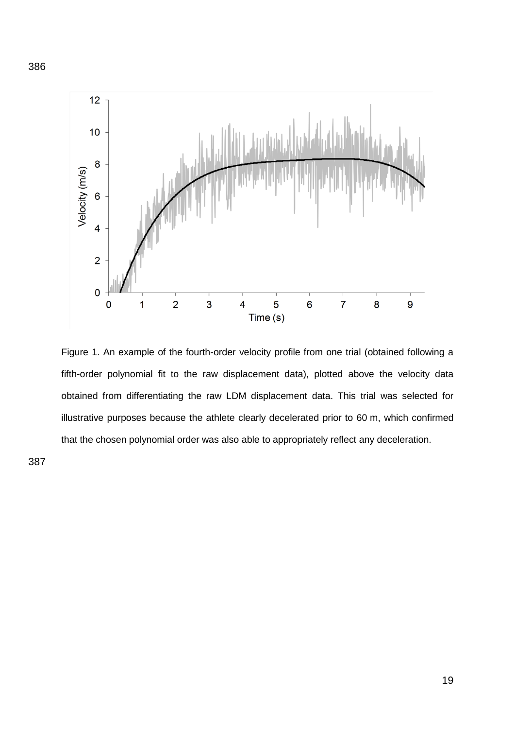Figure 1. An example of the fourth-order velocity profile from one trial (obtained following a fifth-order polynomial fit to the raw displacement data), plotted above the velocity data obtained from differentiating the raw LDM displacement data. This trial was selected for illustrative purposes because the athlete clearly decelerated prior to 60 m, which confirmed that the chosen polynomial order was also able to appropriately reflect any deceleration.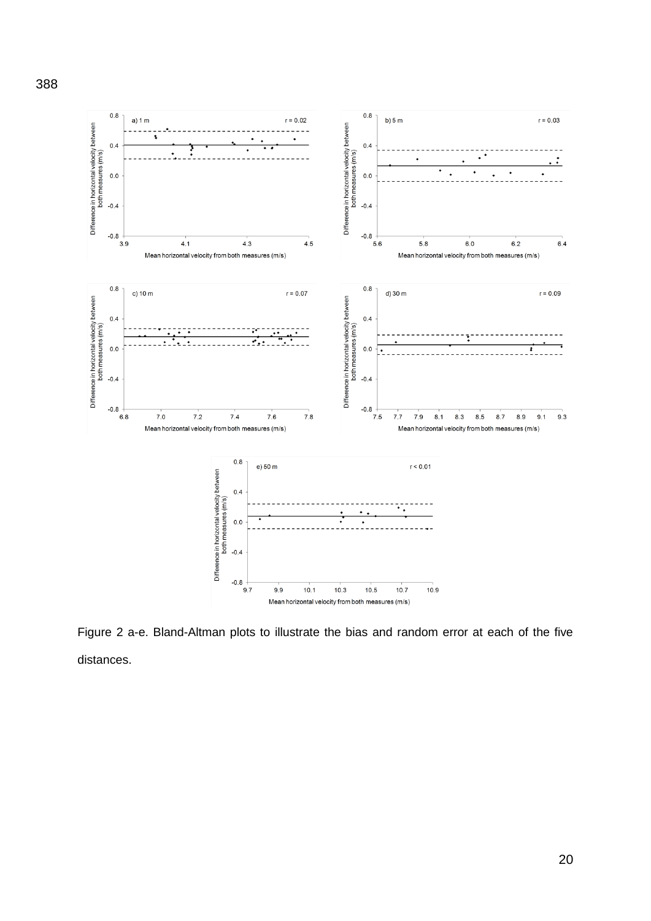388

Figure 2 a-e. Bland-Altman plots to illustrate the bias and random error at each of the five distances.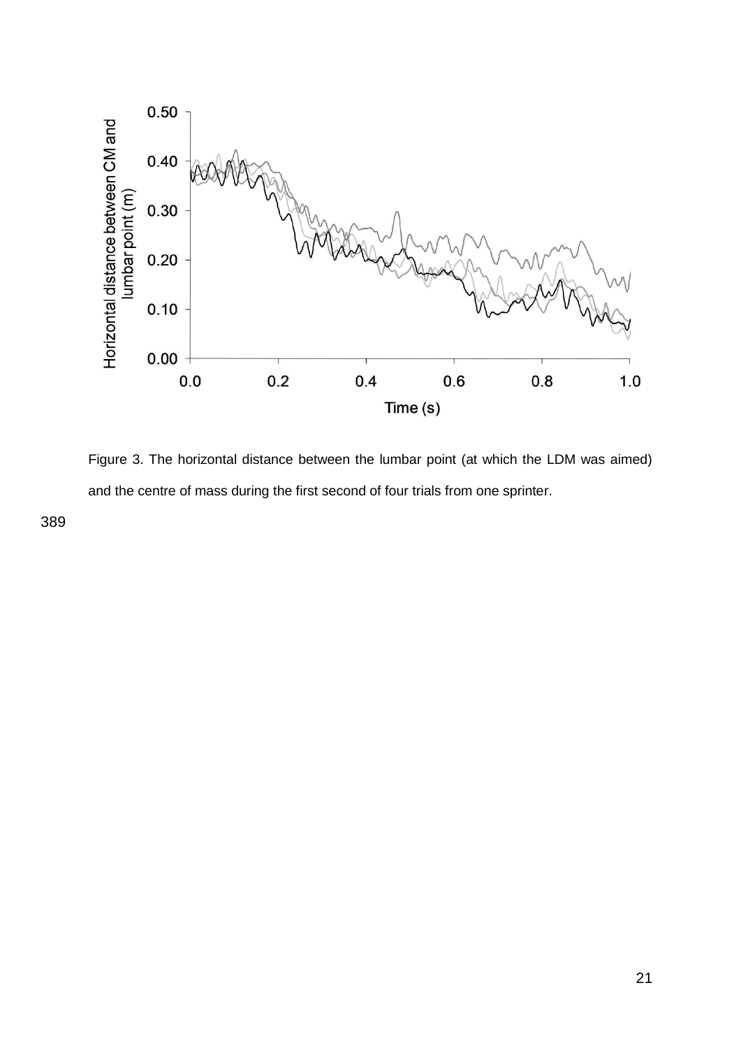Horizontal distance between CM and lumbar point (m)

0.50
0.40
0.30
0.20
0.10
0.00

0.0 0.2 0.4 0.6 0.8 1.0

Time (s)

Figure 3. The horizontal distance between the lumbar point (at which the LDM was aimed) and the centre of mass during the first second of four trials from one sprinter.

389